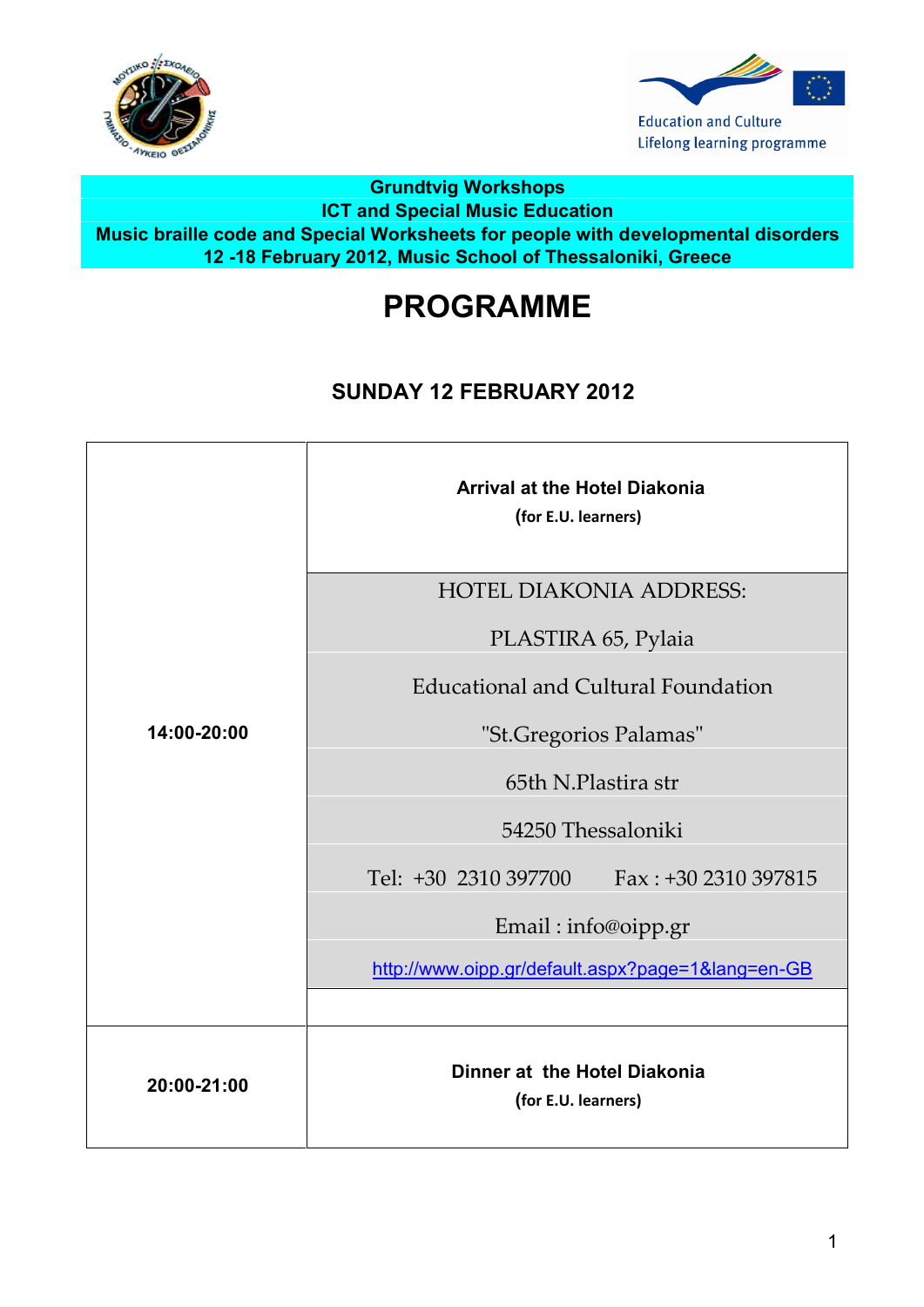Education and Culture
Lifelong learning programme

**Grundtvig Workshops**
**ICT and Special Music Education**
**Music braille code and Special Worksheets for people with developmental disorders**
**12 -18 February 2012, Music School of Thessaloniki, Greece**

# PROGRAMME

## SUNDAY 12 FEBRUARY 2012

| | |
|---|---|
| **14:00-20:00** | **Arrival at the Hotel Diakonia** (for E.U. learners)<br><br>HOTEL DIAKONIA ADDRESS:<br>PLASTIRA 65, Pylaia<br>Educational and Cultural Foundation<br>"St.Gregorios Palamas"<br>65th N.Plastira str<br>54250 Thessaloniki<br>Tel: +30 2310 397700 Fax : +30 2310 397815<br>Email : info@oipp.gr<br>http://www.oipp.gr/default.aspx?page=1&lang=en-GB |
| **20:00-21:00** | **Dinner at the Hotel Diakonia** (for E.U. learners) |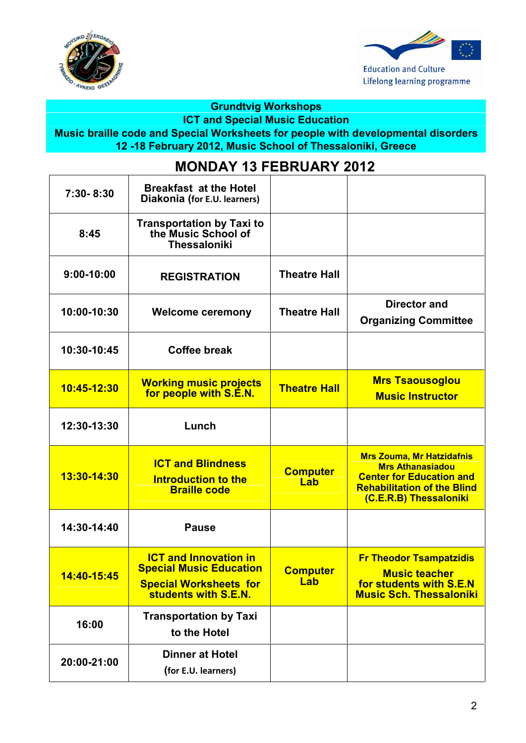Education and Culture
Lifelong learning programme

**Grundtvig Workshops**
**ICT and Special Music Education**
**Music braille code and Special Worksheets for people with developmental disorders**
**12 -18 February 2012, Music School of Thessaloniki, Greece**

# MONDAY 13 FEBRUARY 2012

| | | | |
|---|---|---|---|
| 7:30- 8:30 | Breakfast at the Hotel Diakonia (for E.U. learners) | | |
| 8:45 | Transportation by Taxi to the Music School of Thessaloniki | | |
| 9:00-10:00 | REGISTRATION | Theatre Hall | |
| 10:00-10:30 | Welcome ceremony | Theatre Hall | Director and Organizing Committee |
| 10:30-10:45 | Coffee break | | |
| 10:45-12:30 | Working music projects for people with S.E.N. | Theatre Hall | Mrs Tsaousoglou Music Instructor |
| 12:30-13:30 | Lunch | | |
| 13:30-14:30 | ICT and Blindness Introduction to the Braille code | Computer Lab | Mrs Zouma, Mr Hatzidafnis Mrs Athanasiadou Center for Education and Rehabilitation of the Blind (C.E.R.B) Thessaloniki |
| 14:30-14:40 | Pause | | |
| 14:40-15:45 | ICT and Innovation in Special Music Education Special Worksheets for students with S.E.N. | Computer Lab | Fr Theodor Tsampatzidis Music teacher for students with S.E.N Music Sch. Thessaloniki |
| 16:00 | Transportation by Taxi to the Hotel | | |
| 20:00-21:00 | Dinner at Hotel (for E.U. learners) | | |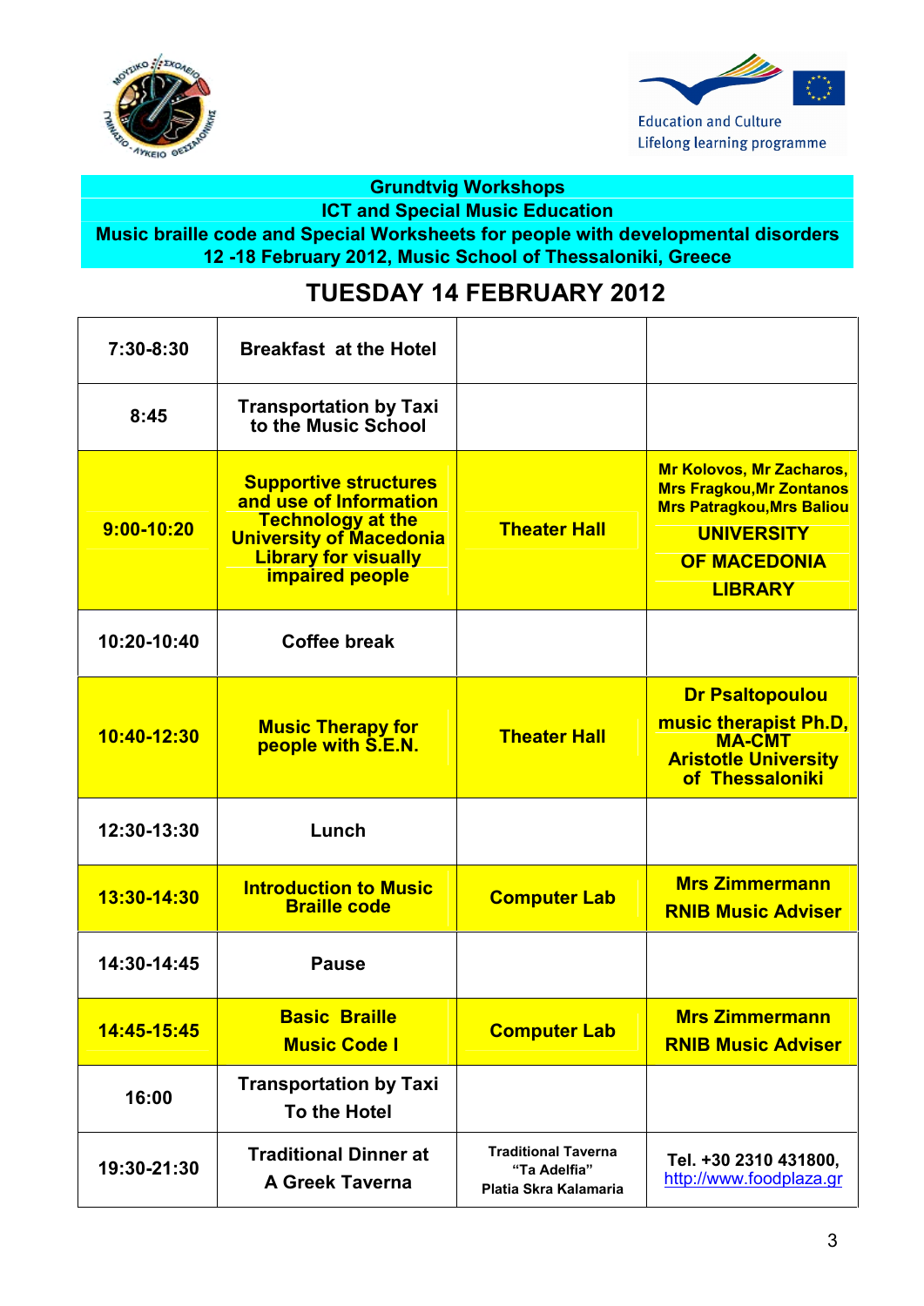Education and Culture
Lifelong learning programme

**Grundtvig Workshops**
**ICT and Special Music Education**
**Music braille code and Special Worksheets for people with developmental disorders**
**12 -18 February 2012, Music School of Thessaloniki, Greece**

## TUESDAY 14 FEBRUARY 2012

| | | | |
|---|---|---|---|
| 7:30-8:30 | Breakfast at the Hotel | | |
| 8:45 | Transportation by Taxi to the Music School | | |
| 9:00-10:20 | Supportive structures and use of Information Technology at the University of Macedonia Library for visually impaired people | Theater Hall | Mr Kolovos, Mr Zacharos, Mrs Fragkou, Mr Zontanos Mrs Patragkou, Mrs Baliou UNIVERSITY OF MACEDONIA LIBRARY |
| 10:20-10:40 | Coffee break | | |
| 10:40-12:30 | Music Therapy for people with S.E.N. | Theater Hall | Dr Psaltopoulou music therapist Ph.D, MA-CMT Aristotle University of Thessaloniki |
| 12:30-13:30 | Lunch | | |
| 13:30-14:30 | Introduction to Music Braille code | Computer Lab | Mrs Zimmermann RNIB Music Adviser |
| 14:30-14:45 | Pause | | |
| 14:45-15:45 | Basic Braille Music Code I | Computer Lab | Mrs Zimmermann RNIB Music Adviser |
| 16:00 | Transportation by Taxi To the Hotel | | |
| 19:30-21:30 | Traditional Dinner at A Greek Taverna | Traditional Taverna "Ta Adelfia" Platia Skra Kalamaria | Tel. +30 2310 431800, http://www.foodplaza.gr |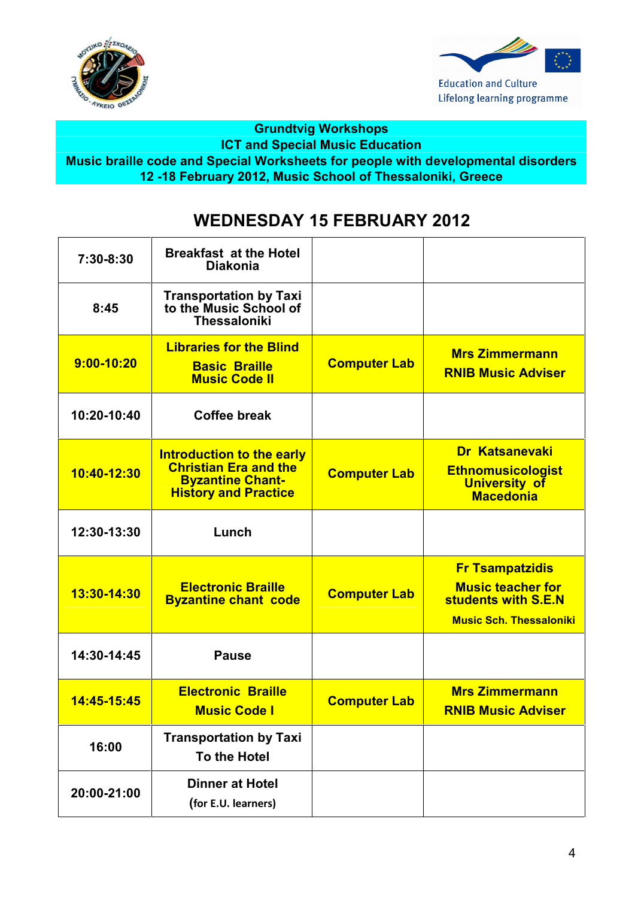**Grundtvig Workshops**
**ICT and Special Music Education**
**Music braille code and Special Worksheets for people with developmental disorders**
**12 -18 February 2012, Music School of Thessaloniki, Greece**

## WEDNESDAY 15 FEBRUARY 2012

| | | | |
|---|---|---|---|
| 7:30-8:30 | Breakfast at the Hotel Diakonia | | |
| 8:45 | Transportation by Taxi to the Music School of Thessaloniki | | |
| 9:00-10:20 | Libraries for the Blind<br>Basic Braille Music Code II | Computer Lab | Mrs Zimmermann<br>RNIB Music Adviser |
| 10:20-10:40 | Coffee break | | |
| 10:40-12:30 | Introduction to the early Christian Era and the Byzantine Chant- History and Practice | Computer Lab | Dr Katsanevaki<br>Ethnomusicologist University of Macedonia |
| 12:30-13:30 | Lunch | | |
| 13:30-14:30 | Electronic Braille Byzantine chant code | Computer Lab | Fr Tsampatzidis<br>Music teacher for students with S.E.N<br>Music Sch. Thessaloniki |
| 14:30-14:45 | Pause | | |
| 14:45-15:45 | Electronic Braille Music Code I | Computer Lab | Mrs Zimmermann<br>RNIB Music Adviser |
| 16:00 | Transportation by Taxi<br>To the Hotel | | |
| 20:00-21:00 | Dinner at Hotel<br>(for E.U. learners) | | |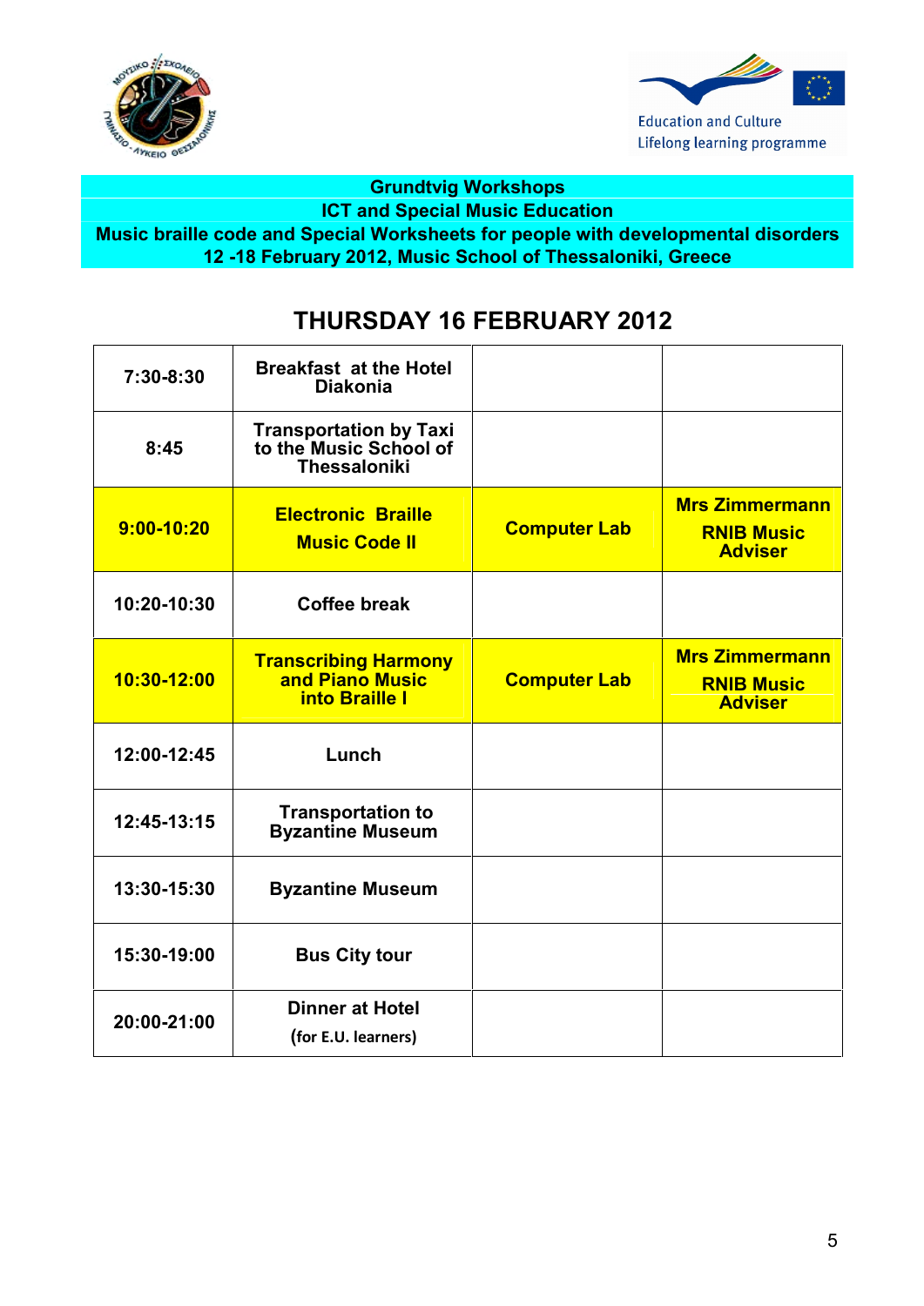**Grundtvig Workshops**
**ICT and Special Music Education**
**Music braille code and Special Worksheets for people with developmental disorders**
**12 -18 February 2012, Music School of Thessaloniki, Greece**

## THURSDAY 16 FEBRUARY 2012

| | | | |
|---|---|---|---|
| 7:30-8:30 | Breakfast at the Hotel Diakonia | | |
| 8:45 | Transportation by Taxi to the Music School of Thessaloniki | | |
| 9:00-10:20 | Electronic Braille Music Code II | Computer Lab | Mrs Zimmermann RNIB Music Adviser |
| 10:20-10:30 | Coffee break | | |
| 10:30-12:00 | Transcribing Harmony and Piano Music into Braille I | Computer Lab | Mrs Zimmermann RNIB Music Adviser |
| 12:00-12:45 | Lunch | | |
| 12:45-13:15 | Transportation to Byzantine Museum | | |
| 13:30-15:30 | Byzantine Museum | | |
| 15:30-19:00 | Bus City tour | | |
| 20:00-21:00 | Dinner at Hotel (for E.U. learners) | | |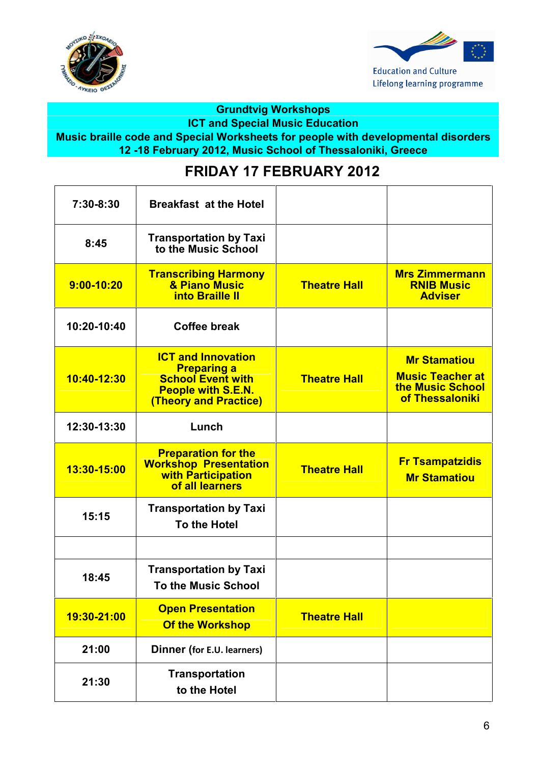Education and Culture
Lifelong learning programme

**Grundtvig Workshops**
**ICT and Special Music Education**
**Music braille code and Special Worksheets for people with developmental disorders**
**12 -18 February 2012, Music School of Thessaloniki, Greece**

## FRIDAY 17 FEBRUARY 2012

| | | | |
|---|---|---|---|
| 7:30-8:30 | Breakfast at the Hotel | | |
| 8:45 | Transportation by Taxi to the Music School | | |
| 9:00-10:20 | Transcribing Harmony & Piano Music into Braille II | Theatre Hall | Mrs Zimmermann RNIB Music Adviser |
| 10:20-10:40 | Coffee break | | |
| 10:40-12:30 | ICT and Innovation Preparing a School Event with People with S.E.N. (Theory and Practice) | Theatre Hall | Mr Stamatiou Music Teacher at the Music School of Thessaloniki |
| 12:30-13:30 | Lunch | | |
| 13:30-15:00 | Preparation for the Workshop Presentation with Participation of all learners | Theatre Hall | Fr Tsampatzidis Mr Stamatiou |
| 15:15 | Transportation by Taxi To the Hotel | | |
| | | | |
| 18:45 | Transportation by Taxi To the Music School | | |
| 19:30-21:00 | Open Presentation Of the Workshop | Theatre Hall | |
| 21:00 | Dinner (for E.U. learners) | | |
| 21:30 | Transportation to the Hotel | | |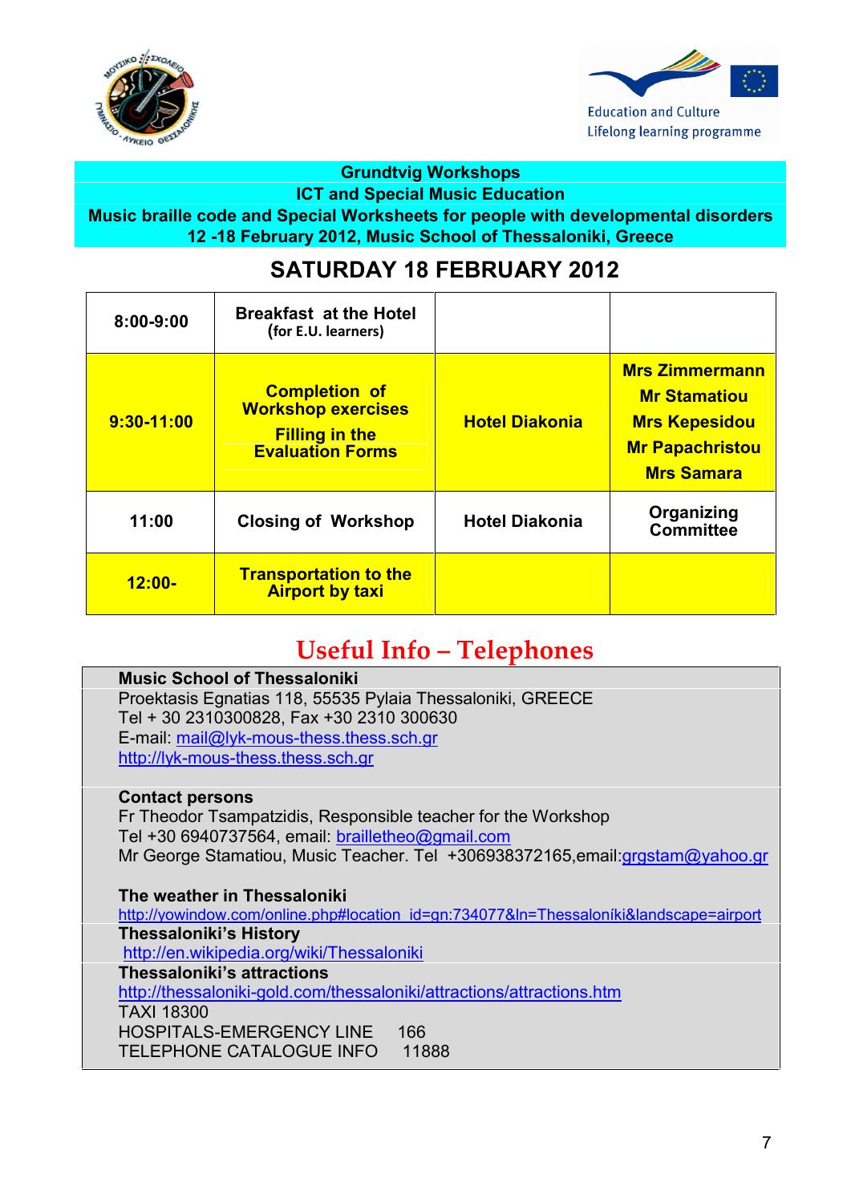Education and Culture
Lifelong learning programme

**Grundtvig Workshops**
**ICT and Special Music Education**
**Music braille code and Special Worksheets for people with developmental disorders**
**12 -18 February 2012, Music School of Thessaloniki, Greece**

## SATURDAY 18 FEBRUARY 2012

| | | | |
|---|---|---|---|
| **8:00-9:00** | **Breakfast at the Hotel** (for E.U. learners) | | |
| **9:30-11:00** | **Completion of Workshop exercises** **Filling in the Evaluation Forms** | **Hotel Diakonia** | **Mrs Zimmermann** **Mr Stamatiou** **Mrs Kepesidou** **Mr Papachristou** **Mrs Samara** |
| **11:00** | **Closing of Workshop** | **Hotel Diakonia** | **Organizing Committee** |
| **12:00-** | **Transportation to the Airport by taxi** | | |

## Useful Info – Telephones

**Music School of Thessaloniki**
Proektasis Egnatias 118, 55535 Pylaia Thessaloniki, GREECE
Tel + 30 2310300828, Fax +30 2310 300630
E-mail: mail@lyk-mous-thess.thess.sch.gr
http://lyk-mous-thess.thess.sch.gr

**Contact persons**
Fr Theodor Tsampatzidis, Responsible teacher for the Workshop
Tel +30 6940737564, email: brailletheo@gmail.com
Mr George Stamatiou, Music Teacher. Tel +306938372165,email:grgstam@yahoo.gr

**The weather in Thessaloniki**
http://yowindow.com/online.php#location_id=gn:734077&ln=Thessaloníki&landscape=airport

**Thessaloniki's History**
http://en.wikipedia.org/wiki/Thessaloniki

**Thessaloniki's attractions**
http://thessaloniki-gold.com/thessaloniki/attractions/attractions.htm
TAXI 18300
HOSPITALS-EMERGENCY LINE 166
TELEPHONE CATALOGUE INFO 11888